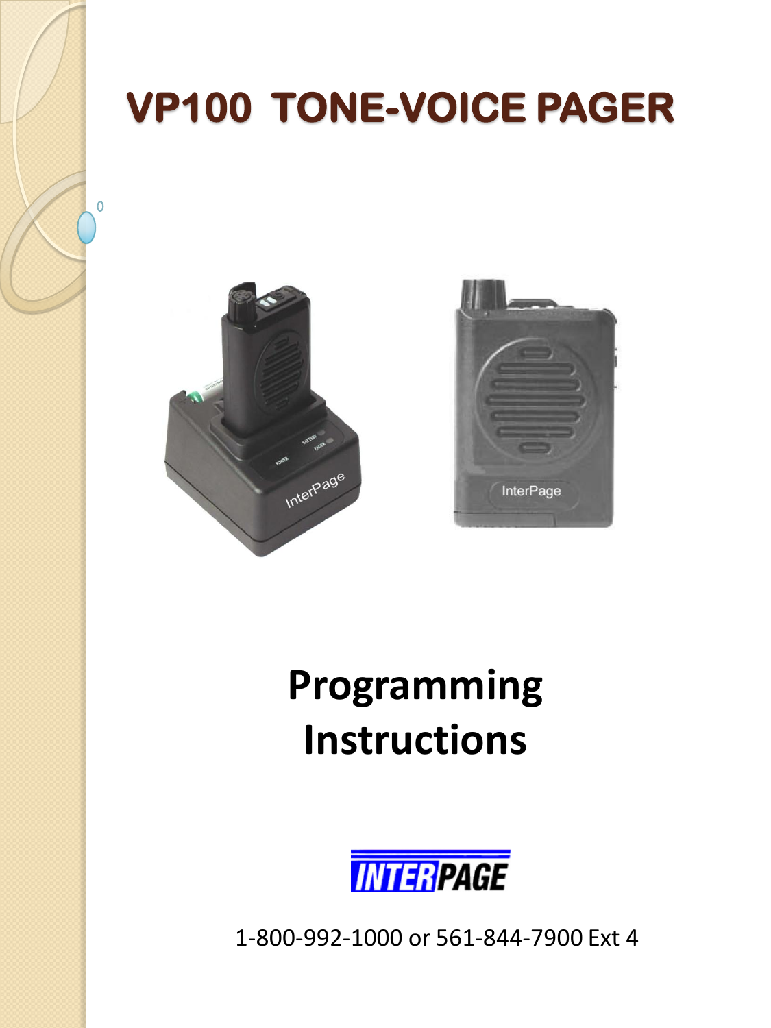# VP100 TONE-VOICE PAGER

## Programming Instructions

INTERPAGE

1-800-992-1000 or 561-844-7900 Ext 4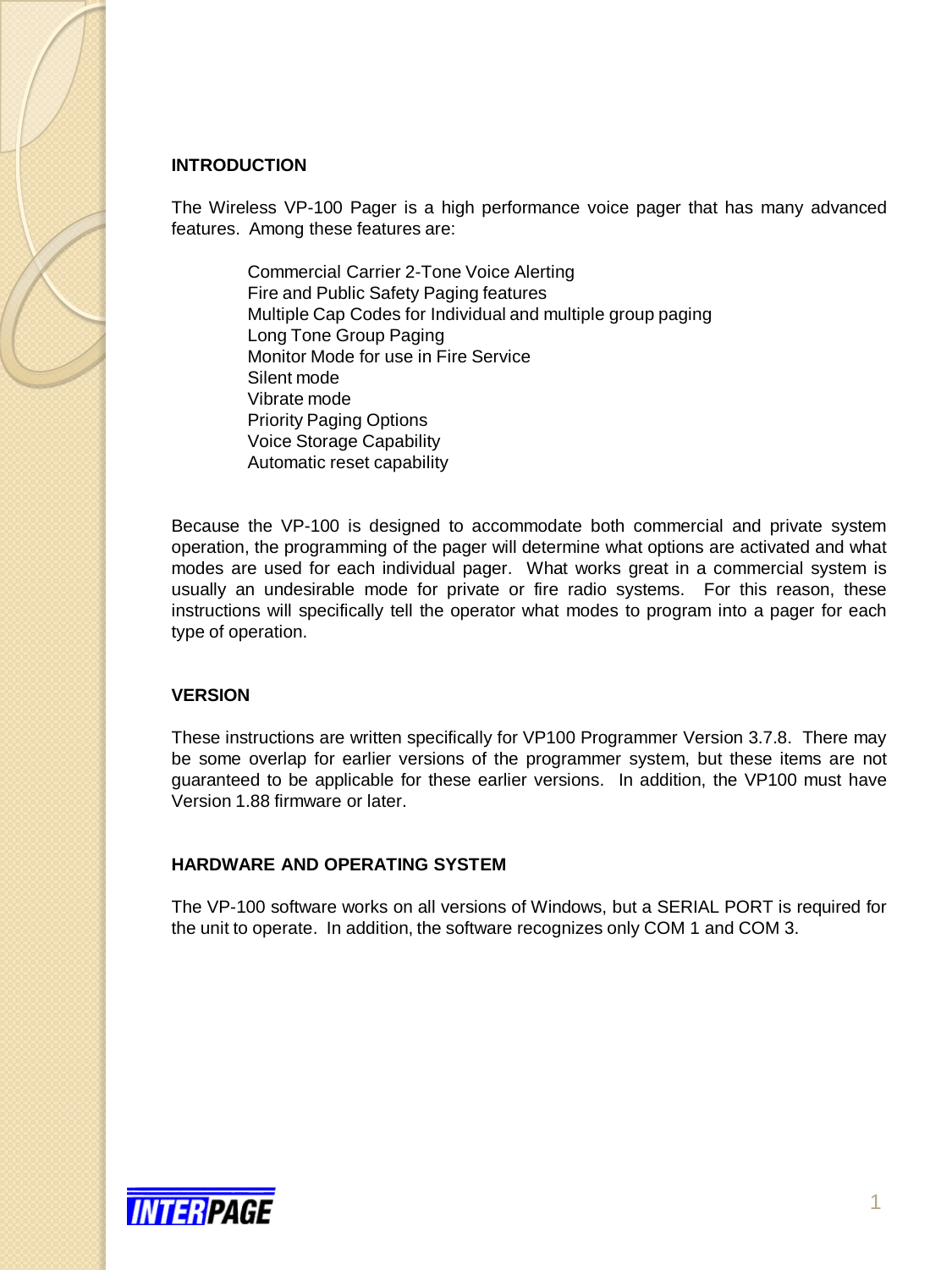## INTRODUCTION

The Wireless VP-100 Pager is a high performance voice pager that has many advanced features. Among these features are:

- Commercial Carrier 2-Tone Voice Alerting
- Fire and Public Safety Paging features
- Multiple Cap Codes for Individual and multiple group paging
- Long Tone Group Paging
- Monitor Mode for use in Fire Service
- Silent mode
- Vibrate mode
- Priority Paging Options
- Voice Storage Capability
- Automatic reset capability

Because the VP-100 is designed to accommodate both commercial and private system operation, the programming of the pager will determine what options are activated and what modes are used for each individual pager. What works great in a commercial system is usually an undesirable mode for private or fire radio systems. For this reason, these instructions will specifically tell the operator what modes to program into a pager for each type of operation.

## VERSION

These instructions are written specifically for VP100 Programmer Version 3.7.8. There may be some overlap for earlier versions of the programmer system, but these items are not guaranteed to be applicable for these earlier versions. In addition, the VP100 must have Version 1.88 firmware or later.

## HARDWARE AND OPERATING SYSTEM

The VP-100 software works on all versions of Windows, but a SERIAL PORT is required for the unit to operate. In addition, the software recognizes only COM 1 and COM 3.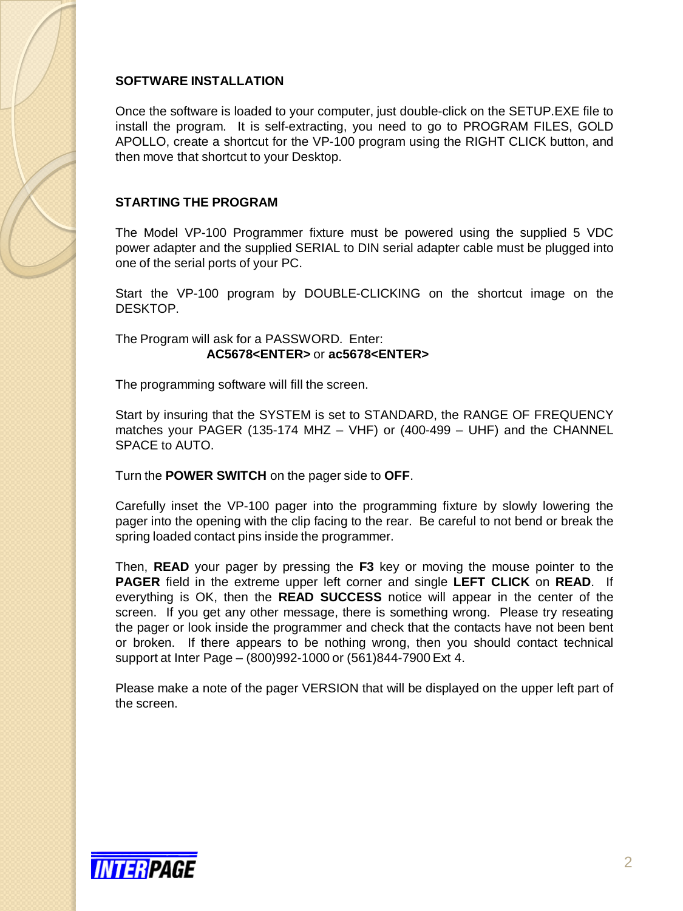## SOFTWARE INSTALLATION

Once the software is loaded to your computer, just double-click on the SETUP.EXE file to install the program. It is self-extracting, you need to go to PROGRAM FILES, GOLD APOLLO, create a shortcut for the VP-100 program using the RIGHT CLICK button, and then move that shortcut to your Desktop.

## STARTING THE PROGRAM

The Model VP-100 Programmer fixture must be powered using the supplied 5 VDC power adapter and the supplied SERIAL to DIN serial adapter cable must be plugged into one of the serial ports of your PC.

Start the VP-100 program by DOUBLE-CLICKING on the shortcut image on the DESKTOP.

The Program will ask for a PASSWORD. Enter:
**AC5678<ENTER>** or **ac5678<ENTER>**

The programming software will fill the screen.

Start by insuring that the SYSTEM is set to STANDARD, the RANGE OF FREQUENCY matches your PAGER (135-174 MHZ – VHF) or (400-499 – UHF) and the CHANNEL SPACE to AUTO.

Turn the **POWER SWITCH** on the pager side to **OFF**.

Carefully inset the VP-100 pager into the programming fixture by slowly lowering the pager into the opening with the clip facing to the rear. Be careful to not bend or break the spring loaded contact pins inside the programmer.

Then, **READ** your pager by pressing the **F3** key or moving the mouse pointer to the **PAGER** field in the extreme upper left corner and single **LEFT CLICK** on **READ**. If everything is OK, then the **READ SUCCESS** notice will appear in the center of the screen. If you get any other message, there is something wrong. Please try reseating the pager or look inside the programmer and check that the contacts have not been bent or broken. If there appears to be nothing wrong, then you should contact technical support at Inter Page – (800)992-1000 or (561)844-7900 Ext 4.

Please make a note of the pager VERSION that will be displayed on the upper left part of the screen.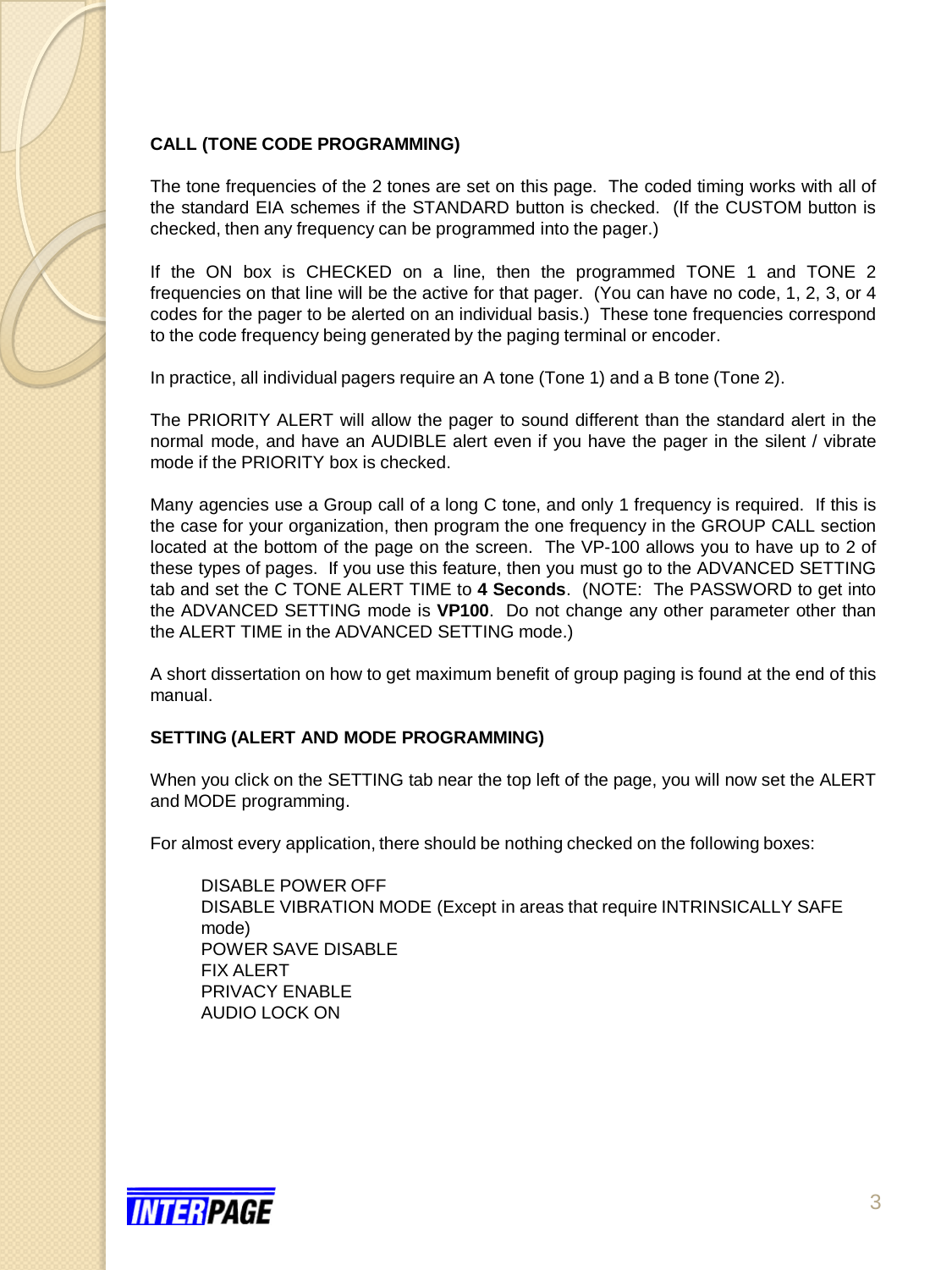**CALL (TONE CODE PROGRAMMING)**

The tone frequencies of the 2 tones are set on this page. The coded timing works with all of the standard EIA schemes if the STANDARD button is checked. (If the CUSTOM button is checked, then any frequency can be programmed into the pager.)

If the ON box is CHECKED on a line, then the programmed TONE 1 and TONE 2 frequencies on that line will be the active for that pager. (You can have no code, 1, 2, 3, or 4 codes for the pager to be alerted on an individual basis.) These tone frequencies correspond to the code frequency being generated by the paging terminal or encoder.

In practice, all individual pagers require an A tone (Tone 1) and a B tone (Tone 2).

The PRIORITY ALERT will allow the pager to sound different than the standard alert in the normal mode, and have an AUDIBLE alert even if you have the pager in the silent / vibrate mode if the PRIORITY box is checked.

Many agencies use a Group call of a long C tone, and only 1 frequency is required. If this is the case for your organization, then program the one frequency in the GROUP CALL section located at the bottom of the page on the screen. The VP-100 allows you to have up to 2 of these types of pages. If you use this feature, then you must go to the ADVANCED SETTING tab and set the C TONE ALERT TIME to **4 Seconds**. (NOTE: The PASSWORD to get into the ADVANCED SETTING mode is **VP100**. Do not change any other parameter other than the ALERT TIME in the ADVANCED SETTING mode.)

A short dissertation on how to get maximum benefit of group paging is found at the end of this manual.

**SETTING (ALERT AND MODE PROGRAMMING)**

When you click on the SETTING tab near the top left of the page, you will now set the ALERT and MODE programming.

For almost every application, there should be nothing checked on the following boxes:

DISABLE POWER OFF  
DISABLE VIBRATION MODE (Except in areas that require INTRINSICALLY SAFE mode)  
POWER SAVE DISABLE  
FIX ALERT  
PRIVACY ENABLE  
AUDIO LOCK ON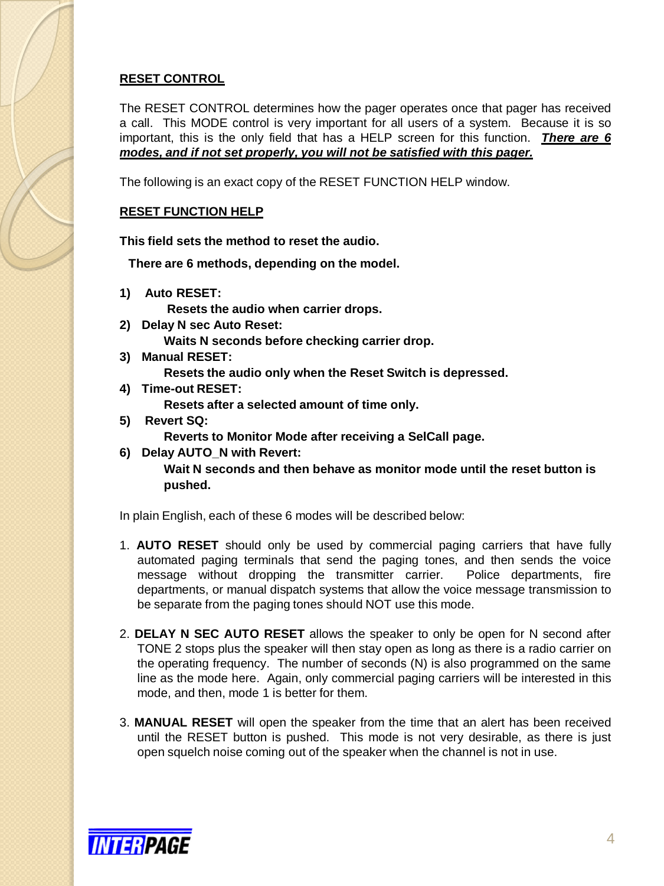## RESET CONTROL

The RESET CONTROL determines how the pager operates once that pager has received a call. This MODE control is very important for all users of a system. Because it is so important, this is the only field that has a HELP screen for this function. ***There are 6 modes, and if not set properly, you will not be satisfied with this pager.***

The following is an exact copy of the RESET FUNCTION HELP window.

### RESET FUNCTION HELP

**This field sets the method to reset the audio.**

**There are 6 methods, depending on the model.**

**1) Auto RESET:**
**Resets the audio when carrier drops.**

**2) Delay N sec Auto Reset:**
**Waits N seconds before checking carrier drop.**

**3) Manual RESET:**
**Resets the audio only when the Reset Switch is depressed.**

**4) Time-out RESET:**
**Resets after a selected amount of time only.**

**5) Revert SQ:**
**Reverts to Monitor Mode after receiving a SelCall page.**

**6) Delay AUTO_N with Revert:**
**Wait N seconds and then behave as monitor mode until the reset button is pushed.**

In plain English, each of these 6 modes will be described below:

1. **AUTO RESET** should only be used by commercial paging carriers that have fully automated paging terminals that send the paging tones, and then sends the voice message without dropping the transmitter carrier. Police departments, fire departments, or manual dispatch systems that allow the voice message transmission to be separate from the paging tones should NOT use this mode.

2. **DELAY N SEC AUTO RESET** allows the speaker to only be open for N second after TONE 2 stops plus the speaker will then stay open as long as there is a radio carrier on the operating frequency. The number of seconds (N) is also programmed on the same line as the mode here. Again, only commercial paging carriers will be interested in this mode, and then, mode 1 is better for them.

3. **MANUAL RESET** will open the speaker from the time that an alert has been received until the RESET button is pushed. This mode is not very desirable, as there is just open squelch noise coming out of the speaker when the channel is not in use.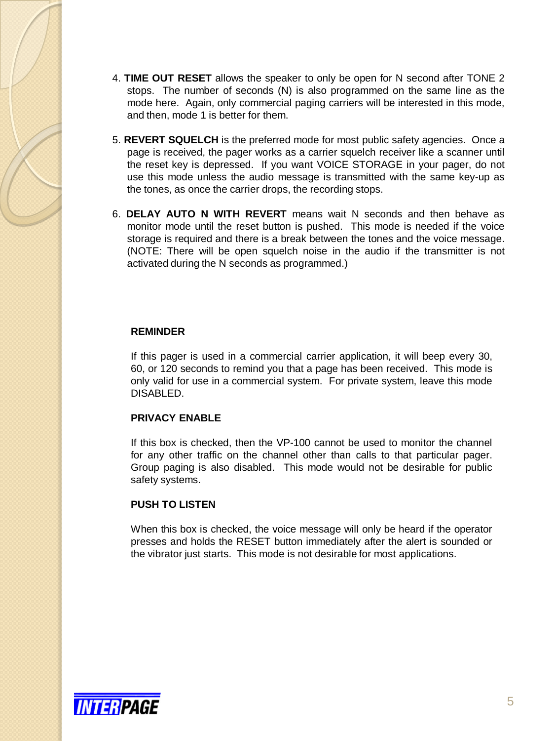4. **TIME OUT RESET** allows the speaker to only be open for N second after TONE 2 stops. The number of seconds (N) is also programmed on the same line as the mode here. Again, only commercial paging carriers will be interested in this mode, and then, mode 1 is better for them.

5. **REVERT SQUELCH** is the preferred mode for most public safety agencies. Once a page is received, the pager works as a carrier squelch receiver like a scanner until the reset key is depressed. If you want VOICE STORAGE in your pager, do not use this mode unless the audio message is transmitted with the same key-up as the tones, as once the carrier drops, the recording stops.

6. **DELAY AUTO N WITH REVERT** means wait N seconds and then behave as monitor mode until the reset button is pushed. This mode is needed if the voice storage is required and there is a break between the tones and the voice message. (NOTE: There will be open squelch noise in the audio if the transmitter is not activated during the N seconds as programmed.)

**REMINDER**

If this pager is used in a commercial carrier application, it will beep every 30, 60, or 120 seconds to remind you that a page has been received. This mode is only valid for use in a commercial system. For private system, leave this mode DISABLED.

**PRIVACY ENABLE**

If this box is checked, then the VP-100 cannot be used to monitor the channel for any other traffic on the channel other than calls to that particular pager. Group paging is also disabled. This mode would not be desirable for public safety systems.

**PUSH TO LISTEN**

When this box is checked, the voice message will only be heard if the operator presses and holds the RESET button immediately after the alert is sounded or the vibrator just starts. This mode is not desirable for most applications.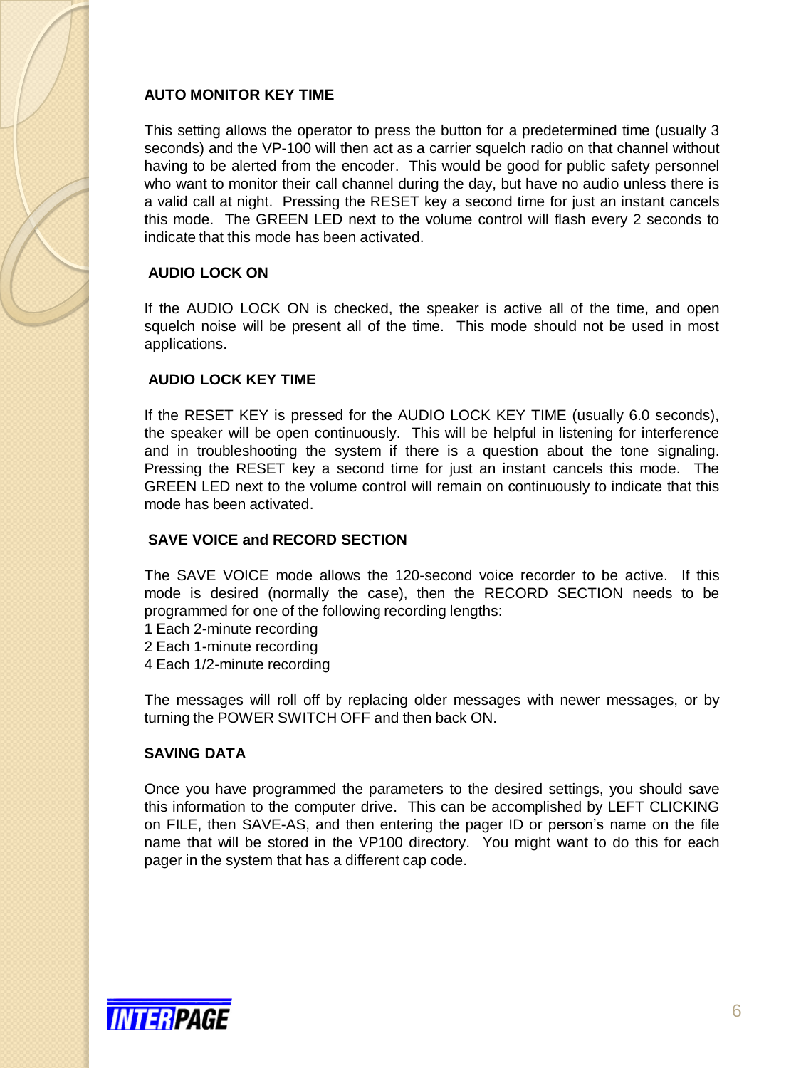## AUTO MONITOR KEY TIME

This setting allows the operator to press the button for a predetermined time (usually 3 seconds) and the VP-100 will then act as a carrier squelch radio on that channel without having to be alerted from the encoder. This would be good for public safety personnel who want to monitor their call channel during the day, but have no audio unless there is a valid call at night. Pressing the RESET key a second time for just an instant cancels this mode. The GREEN LED next to the volume control will flash every 2 seconds to indicate that this mode has been activated.

## AUDIO LOCK ON

If the AUDIO LOCK ON is checked, the speaker is active all of the time, and open squelch noise will be present all of the time. This mode should not be used in most applications.

## AUDIO LOCK KEY TIME

If the RESET KEY is pressed for the AUDIO LOCK KEY TIME (usually 6.0 seconds), the speaker will be open continuously. This will be helpful in listening for interference and in troubleshooting the system if there is a question about the tone signaling. Pressing the RESET key a second time for just an instant cancels this mode. The GREEN LED next to the volume control will remain on continuously to indicate that this mode has been activated.

## SAVE VOICE and RECORD SECTION

The SAVE VOICE mode allows the 120-second voice recorder to be active. If this mode is desired (normally the case), then the RECORD SECTION needs to be programmed for one of the following recording lengths:

1 Each 2-minute recording
2 Each 1-minute recording
4 Each 1/2-minute recording

The messages will roll off by replacing older messages with newer messages, or by turning the POWER SWITCH OFF and then back ON.

## SAVING DATA

Once you have programmed the parameters to the desired settings, you should save this information to the computer drive. This can be accomplished by LEFT CLICKING on FILE, then SAVE-AS, and then entering the pager ID or person's name on the file name that will be stored in the VP100 directory. You might want to do this for each pager in the system that has a different cap code.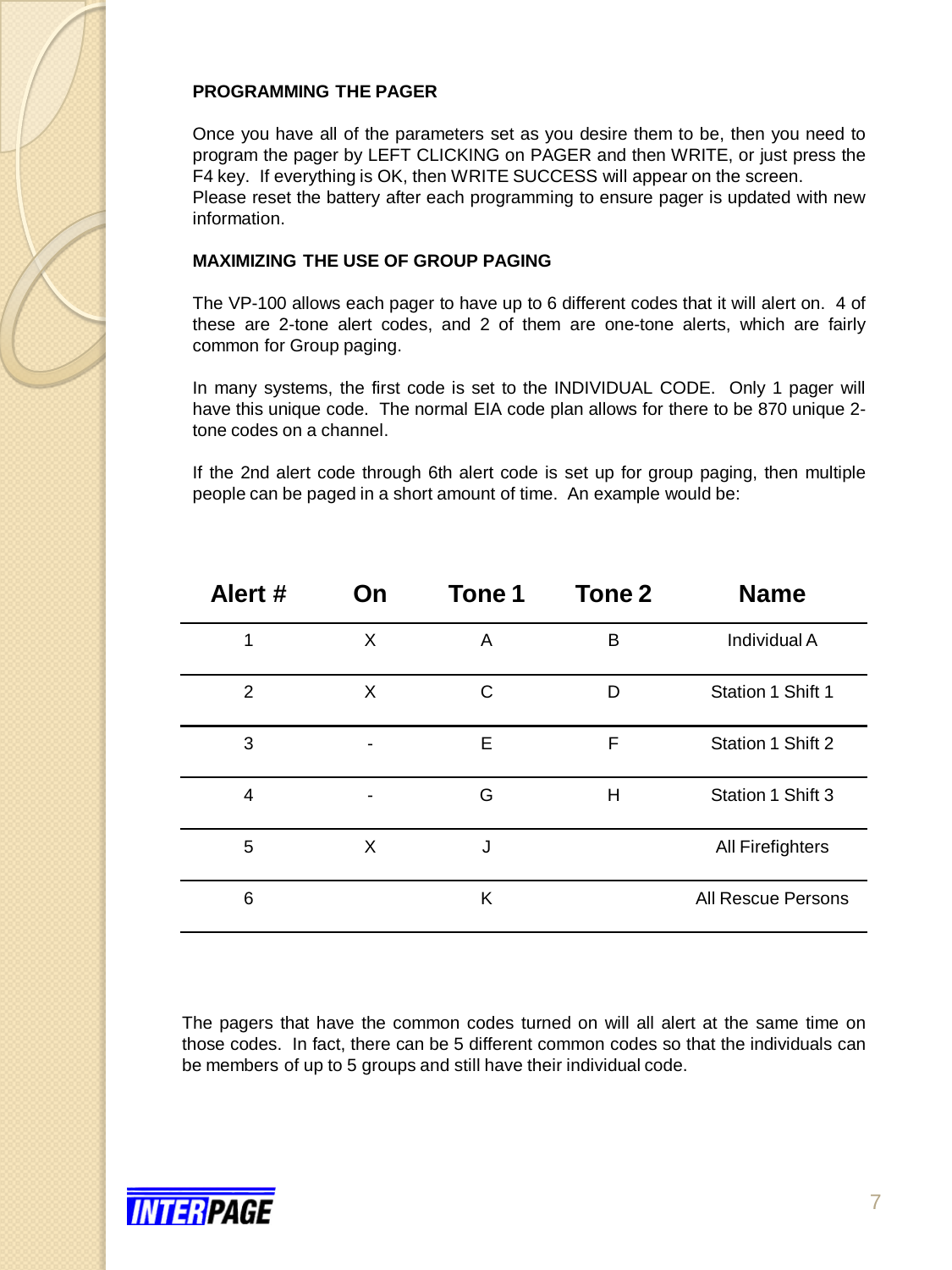## PROGRAMMING THE PAGER

Once you have all of the parameters set as you desire them to be, then you need to program the pager by LEFT CLICKING on PAGER and then WRITE, or just press the F4 key. If everything is OK, then WRITE SUCCESS will appear on the screen. Please reset the battery after each programming to ensure pager is updated with new information.

## MAXIMIZING THE USE OF GROUP PAGING

The VP-100 allows each pager to have up to 6 different codes that it will alert on. 4 of these are 2-tone alert codes, and 2 of them are one-tone alerts, which are fairly common for Group paging.

In many systems, the first code is set to the INDIVIDUAL CODE. Only 1 pager will have this unique code. The normal EIA code plan allows for there to be 870 unique 2-tone codes on a channel.

If the 2nd alert code through 6th alert code is set up for group paging, then multiple people can be paged in a short amount of time. An example would be:

| Alert # | On | Tone 1 | Tone 2 | Name |
|---|---|---|---|---|
| 1 | X | A | B | Individual A |
| 2 | X | C | D | Station 1 Shift 1 |
| 3 | - | E | F | Station 1 Shift 2 |
| 4 | - | G | H | Station 1 Shift 3 |
| 5 | X | J | | All Firefighters |
| 6 | | K | | All Rescue Persons |

The pagers that have the common codes turned on will all alert at the same time on those codes. In fact, there can be 5 different common codes so that the individuals can be members of up to 5 groups and still have their individual code.

INTERPAGE